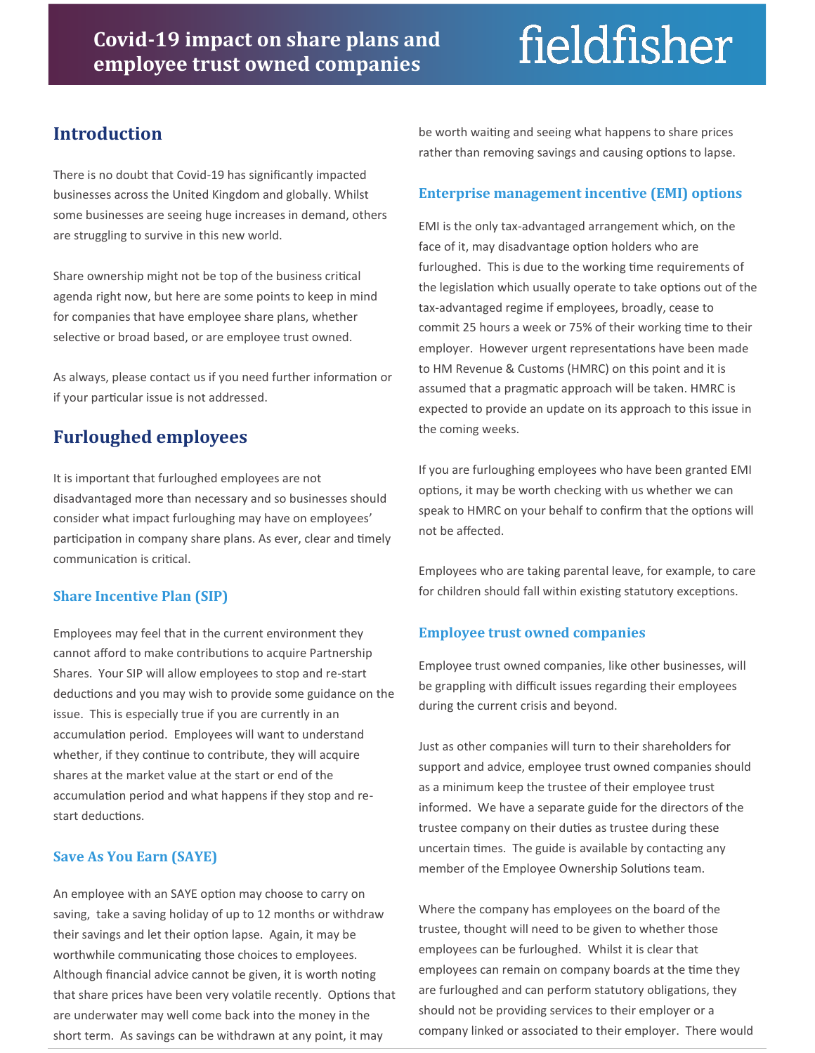# Covid-19 impact on share plans and employee trust owned companies

## Introduction

There is no doubt that Covid-19 has significantly impacted businesses across the United Kingdom and globally. Whilst some businesses are seeing huge increases in demand, others are struggling to survive in this new world.

Share ownership might not be top of the business critical agenda right now, but here are some points to keep in mind for companies that have employee share plans, whether selective or broad based, or are employee trust owned.

As always, please contact us if you need further information or if your particular issue is not addressed.

## Furloughed employees

It is important that furloughed employees are not disadvantaged more than necessary and so businesses should consider what impact furloughing may have on employees' participation in company share plans. As ever, clear and timely communication is critical.

### Share Incentive Plan (SIP)

Employees may feel that in the current environment they cannot afford to make contributions to acquire Partnership Shares. Your SIP will allow employees to stop and re-start deductions and you may wish to provide some guidance on the issue. This is especially true if you are currently in an accumulation period. Employees will want to understand whether, if they continue to contribute, they will acquire shares at the market value at the start or end of the accumulation period and what happens if they stop and re-start deductions.

### Save As You Earn (SAYE)

An employee with an SAYE option may choose to carry on saving, take a saving holiday of up to 12 months or withdraw their savings and let their option lapse. Again, it may be worthwhile communicating those choices to employees. Although financial advice cannot be given, it is worth noting that share prices have been very volatile recently. Options that are underwater may well come back into the money in the short term. As savings can be withdrawn at any point, it may be worth waiting and seeing what happens to share prices rather than removing savings and causing options to lapse.

### Enterprise management incentive (EMI) options

EMI is the only tax-advantaged arrangement which, on the face of it, may disadvantage option holders who are furloughed. This is due to the working time requirements of the legislation which usually operate to take options out of the tax-advantaged regime if employees, broadly, cease to commit 25 hours a week or 75% of their working time to their employer. However urgent representations have been made to HM Revenue & Customs (HMRC) on this point and it is assumed that a pragmatic approach will be taken. HMRC is expected to provide an update on its approach to this issue in the coming weeks.

If you are furloughing employees who have been granted EMI options, it may be worth checking with us whether we can speak to HMRC on your behalf to confirm that the options will not be affected.

Employees who are taking parental leave, for example, to care for children should fall within existing statutory exceptions.

### Employee trust owned companies

Employee trust owned companies, like other businesses, will be grappling with difficult issues regarding their employees during the current crisis and beyond.

Just as other companies will turn to their shareholders for support and advice, employee trust owned companies should as a minimum keep the trustee of their employee trust informed. We have a separate guide for the directors of the trustee company on their duties as trustee during these uncertain times. The guide is available by contacting any member of the Employee Ownership Solutions team.

Where the company has employees on the board of the trustee, thought will need to be given to whether those employees can be furloughed. Whilst it is clear that employees can remain on company boards at the time they are furloughed and can perform statutory obligations, they should not be providing services to their employer or a company linked or associated to their employer. There would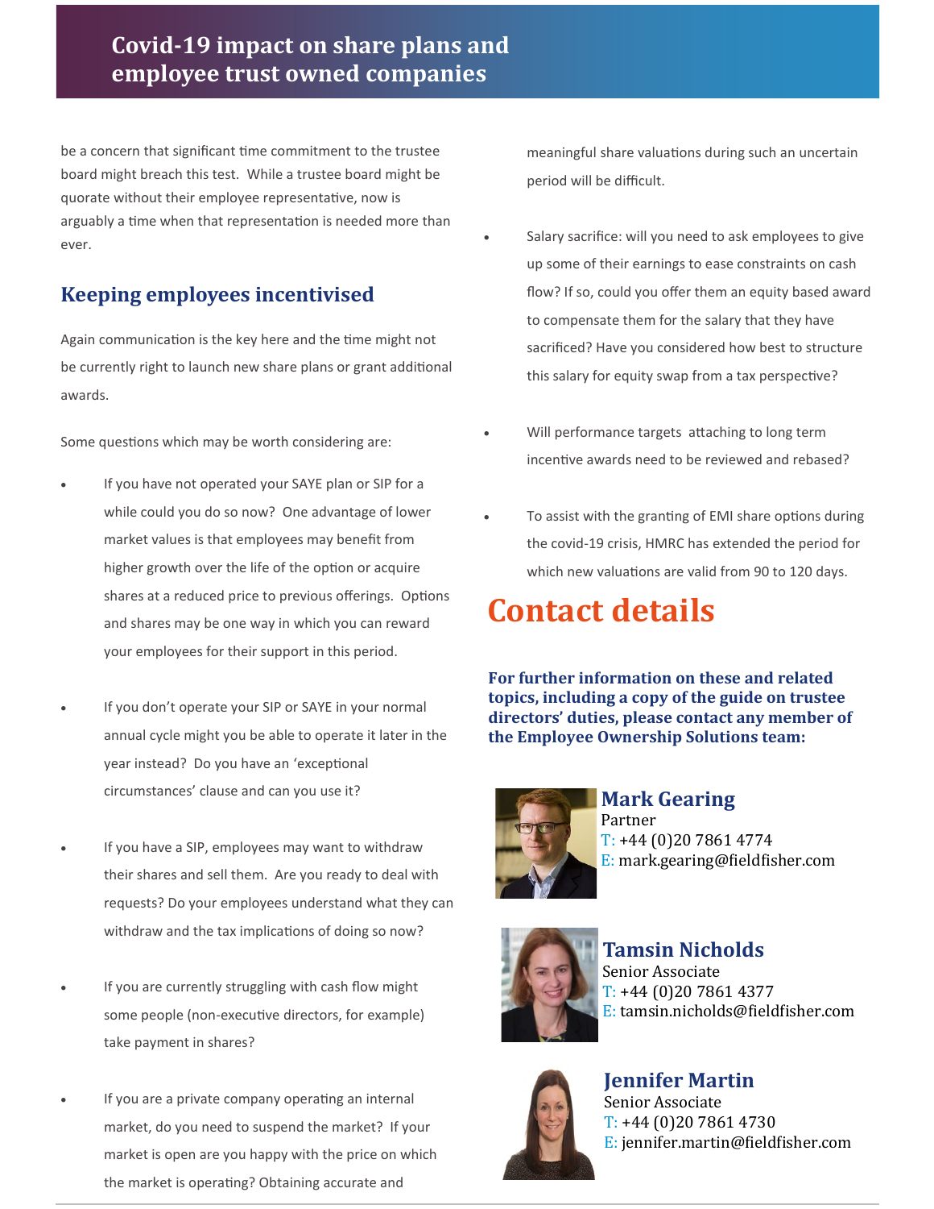be a concern that significant time commitment to the trustee board might breach this test. While a trustee board might be quorate without their employee representative, now is arguably a time when that representation is needed more than ever.

## Keeping employees incentivised

Again communication is the key here and the time might not be currently right to launch new share plans or grant additional awards.

Some questions which may be worth considering are:

- If you have not operated your SAYE plan or SIP for a while could you do so now? One advantage of lower market values is that employees may benefit from higher growth over the life of the option or acquire shares at a reduced price to previous offerings. Options and shares may be one way in which you can reward your employees for their support in this period.
- If you don't operate your SIP or SAYE in your normal annual cycle might you be able to operate it later in the year instead? Do you have an 'exceptional circumstances' clause and can you use it?
- If you have a SIP, employees may want to withdraw their shares and sell them. Are you ready to deal with requests? Do your employees understand what they can withdraw and the tax implications of doing so now?
- If you are currently struggling with cash flow might some people (non-executive directors, for example) take payment in shares?
- If you are a private company operating an internal market, do you need to suspend the market? If your market is open are you happy with the price on which the market is operating? Obtaining accurate and meaningful share valuations during such an uncertain period will be difficult.
- Salary sacrifice: will you need to ask employees to give up some of their earnings to ease constraints on cash flow? If so, could you offer them an equity based award to compensate them for the salary that they have sacrificed? Have you considered how best to structure this salary for equity swap from a tax perspective?
- Will performance targets attaching to long term incentive awards need to be reviewed and rebased?
- To assist with the granting of EMI share options during the covid-19 crisis, HMRC has extended the period for which new valuations are valid from 90 to 120 days.

# Contact details

**For further information on these and related topics, including a copy of the guide on trustee directors' duties, please contact any member of the Employee Ownership Solutions team:**

### Mark Gearing
Partner
T: +44 (0)20 7861 4774
E: mark.gearing@fieldfisher.com

### Tamsin Nicholds
Senior Associate
T: +44 (0)20 7861 4377
E: tamsin.nicholds@fieldfisher.com

### Jennifer Martin
Senior Associate
T: +44 (0)20 7861 4730
E: jennifer.martin@fieldfisher.com